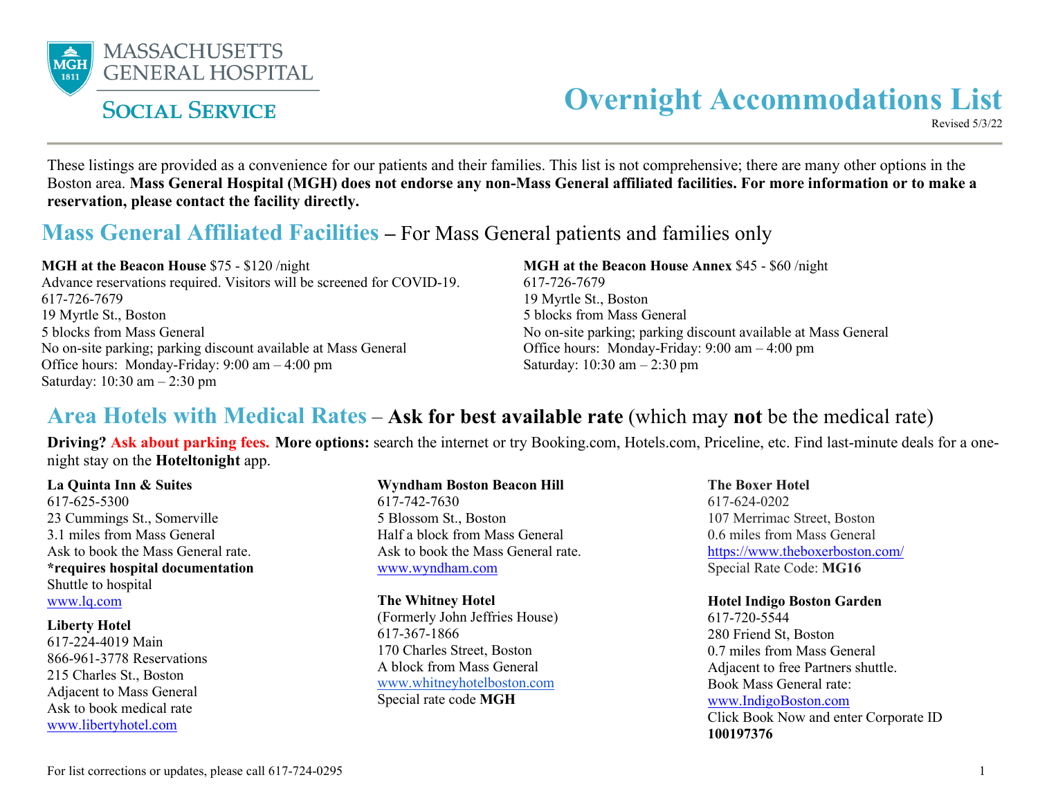MASSACHUSETTS GENERAL HOSPITAL

SOCIAL SERVICE

# Overnight Accommodations List

Revised 5/3/22

These listings are provided as a convenience for our patients and their families. This list is not comprehensive; there are many other options in the Boston area. **Mass General Hospital (MGH) does not endorse any non-Mass General affiliated facilities. For more information or to make a reservation, please contact the facility directly.**

## Mass General Affiliated Facilities – For Mass General patients and families only

**MGH at the Beacon House** $75 - $120 /night
Advance reservations required. Visitors will be screened for COVID-19.
617-726-7679
19 Myrtle St., Boston
5 blocks from Mass General
No on-site parking; parking discount available at Mass General
Office hours: Monday-Friday: 9:00 am – 4:00 pm
Saturday: 10:30 am – 2:30 pm

**MGH at the Beacon House Annex** $45 - $60 /night
617-726-7679
19 Myrtle St., Boston
5 blocks from Mass General
No on-site parking; parking discount available at Mass General
Office hours: Monday-Friday: 9:00 am – 4:00 pm
Saturday: 10:30 am – 2:30 pm

## Area Hotels with Medical Rates – Ask for best available rate (which may not be the medical rate)

**Driving? Ask about parking fees. More options:** search the internet or try Booking.com, Hotels.com, Priceline, etc. Find last-minute deals for a one-night stay on the **Hoteltonight** app.

**La Quinta Inn & Suites**
617-625-5300
23 Cummings St., Somerville
3.1 miles from Mass General
Ask to book the Mass General rate.
***requires hospital documentation**
Shuttle to hospital
www.lq.com

**Liberty Hotel**
617-224-4019 Main
866-961-3778 Reservations
215 Charles St., Boston
Adjacent to Mass General
Ask to book medical rate
www.libertyhotel.com

**Wyndham Boston Beacon Hill**
617-742-7630
5 Blossom St., Boston
Half a block from Mass General
Ask to book the Mass General rate.
www.wyndham.com

**The Whitney Hotel**
(Formerly John Jeffries House)
617-367-1866
170 Charles Street, Boston
A block from Mass General
www.whitneyhotelboston.com
Special rate code **MGH**

**The Boxer Hotel**
617-624-0202
107 Merrimac Street, Boston
0.6 miles from Mass General
https://www.theboxerboston.com/
Special Rate Code: **MG16**

**Hotel Indigo Boston Garden**
617-720-5544
280 Friend St, Boston
0.7 miles from Mass General
Adjacent to free Partners shuttle.
Book Mass General rate:
www.IndigoBoston.com
Click Book Now and enter Corporate ID **100197376**

For list corrections or updates, please call 617-724-0295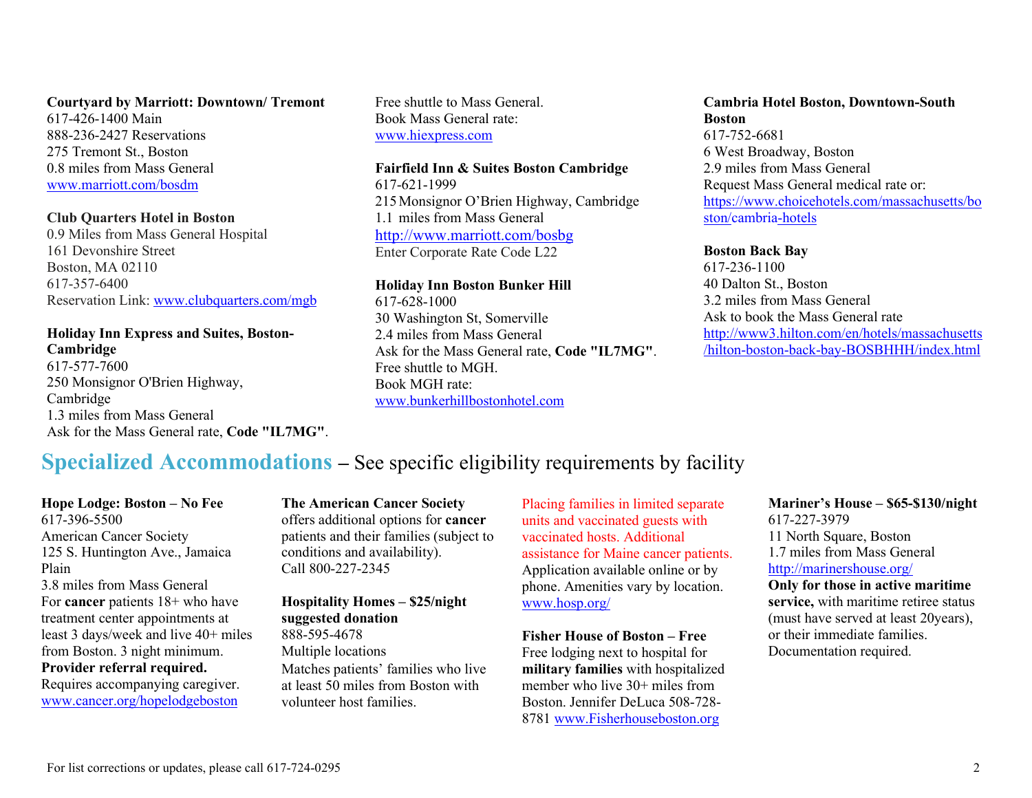**Courtyard by Marriott: Downtown/ Tremont**
617-426-1400 Main
888-236-2427 Reservations
275 Tremont St., Boston
0.8 miles from Mass General
www.marriott.com/bosdm

**Club Quarters Hotel in Boston**
0.9 Miles from Mass General Hospital
161 Devonshire Street
Boston, MA 02110
617-357-6400
Reservation Link: www.clubquarters.com/mgb

**Holiday Inn Express and Suites, Boston-Cambridge**
617-577-7600
250 Monsignor O'Brien Highway, Cambridge
1.3 miles from Mass General
Ask for the Mass General rate, **Code "IL7MG"**.
Free shuttle to Mass General.
Book Mass General rate:
www.hiexpress.com

**Fairfield Inn & Suites Boston Cambridge**
617-621-1999
215 Monsignor O'Brien Highway, Cambridge
1.1 miles from Mass General
http://www.marriott.com/bosbg
Enter Corporate Rate Code L22

**Holiday Inn Boston Bunker Hill**
617-628-1000
30 Washington St, Somerville
2.4 miles from Mass General
Ask for the Mass General rate, **Code "IL7MG"**.
Free shuttle to MGH.
Book MGH rate:
www.bunkerhillbostonhotel.com

**Cambria Hotel Boston, Downtown-South Boston**
617-752-6681
6 West Broadway, Boston
2.9 miles from Mass General
Request Mass General medical rate or:
https://www.choicehotels.com/massachusetts/boston/cambria-hotels

**Boston Back Bay**
617-236-1100
40 Dalton St., Boston
3.2 miles from Mass General
Ask to book the Mass General rate
http://www3.hilton.com/en/hotels/massachusetts/hilton-boston-back-bay-BOSBHHH/index.html

## Specialized Accommodations – See specific eligibility requirements by facility

**Hope Lodge: Boston – No Fee**
617-396-5500
American Cancer Society
125 S. Huntington Ave., Jamaica Plain
3.8 miles from Mass General
For **cancer** patients 18+ who have treatment center appointments at least 3 days/week and live 40+ miles from Boston. 3 night minimum.
**Provider referral required.**
Requires accompanying caregiver.
www.cancer.org/hopelodgeboston

**The American Cancer Society** offers additional options for **cancer** patients and their families (subject to conditions and availability).
Call 800-227-2345

**Hospitality Homes – $25/night suggested donation**
888-595-4678
Multiple locations
Matches patients' families who live at least 50 miles from Boston with volunteer host families.
Placing families in limited separate units and vaccinated guests with vaccinated hosts. Additional assistance for Maine cancer patients.
Application available online or by phone. Amenities vary by location.
www.hosp.org/

**Fisher House of Boston – Free**
Free lodging next to hospital for **military families** with hospitalized member who live 30+ miles from Boston. Jennifer DeLuca 508-728-8781 www.Fisherhouseboston.org

**Mariner's House – $65-$130/night**
617-227-3979
11 North Square, Boston
1.7 miles from Mass General
http://marinershouse.org/
**Only for those in active maritime service,** with maritime retiree status (must have served at least 20years), or their immediate families. Documentation required.

For list corrections or updates, please call 617-724-0295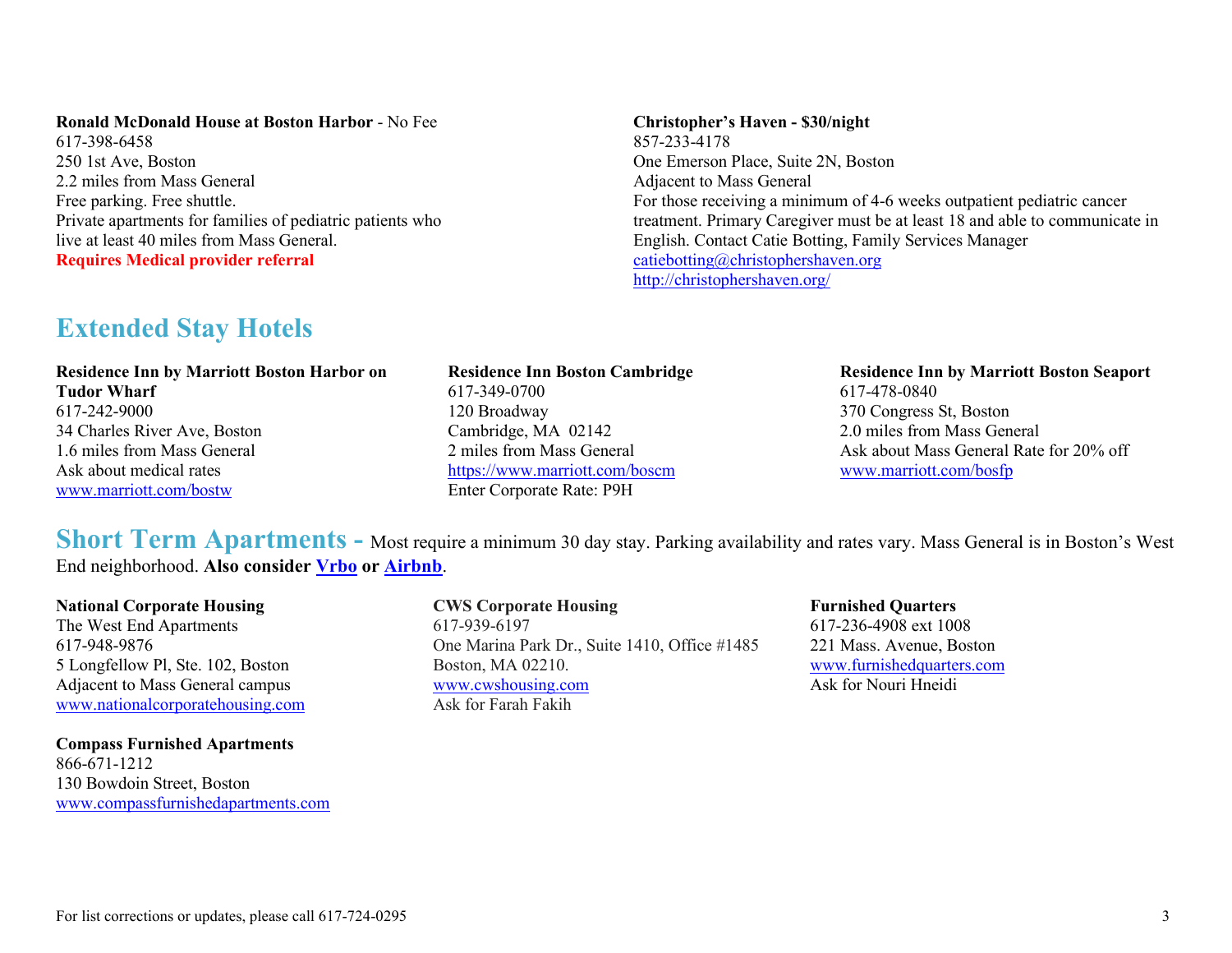**Ronald McDonald House at Boston Harbor** - No Fee
617-398-6458
250 1st Ave, Boston
2.2 miles from Mass General
Free parking. Free shuttle.
Private apartments for families of pediatric patients who live at least 40 miles from Mass General.
**Requires Medical provider referral**

**Christopher's Haven - $30/night**
857-233-4178
One Emerson Place, Suite 2N, Boston
Adjacent to Mass General
For those receiving a minimum of 4-6 weeks outpatient pediatric cancer treatment. Primary Caregiver must be at least 18 and able to communicate in English. Contact Catie Botting, Family Services Manager
catiebotting@christophershaven.org
http://christophershaven.org/

## Extended Stay Hotels

**Residence Inn by Marriott Boston Harbor on Tudor Wharf**
617-242-9000
34 Charles River Ave, Boston
1.6 miles from Mass General
Ask about medical rates
www.marriott.com/bostw

**Residence Inn Boston Cambridge**
617-349-0700
120 Broadway
Cambridge, MA 02142
2 miles from Mass General
https://www.marriott.com/boscm
Enter Corporate Rate: P9H

**Residence Inn by Marriott Boston Seaport**
617-478-0840
370 Congress St, Boston
2.0 miles from Mass General
Ask about Mass General Rate for 20% off
www.marriott.com/bosfp

## Short Term Apartments - Most require a minimum 30 day stay. Parking availability and rates vary. Mass General is in Boston's West End neighborhood. **Also consider Vrbo or Airbnb**.

**National Corporate Housing**
The West End Apartments
617-948-9876
5 Longfellow Pl, Ste. 102, Boston
Adjacent to Mass General campus
www.nationalcorporatehousing.com

**CWS Corporate Housing**
617-939-6197
One Marina Park Dr., Suite 1410, Office #1485
Boston, MA 02210.
www.cwshousing.com
Ask for Farah Fakih

**Furnished Quarters**
617-236-4908 ext 1008
221 Mass. Avenue, Boston
www.furnishedquarters.com
Ask for Nouri Hneidi

**Compass Furnished Apartments**
866-671-1212
130 Bowdoin Street, Boston
www.compassfurnishedapartments.com

For list corrections or updates, please call 617-724-0295